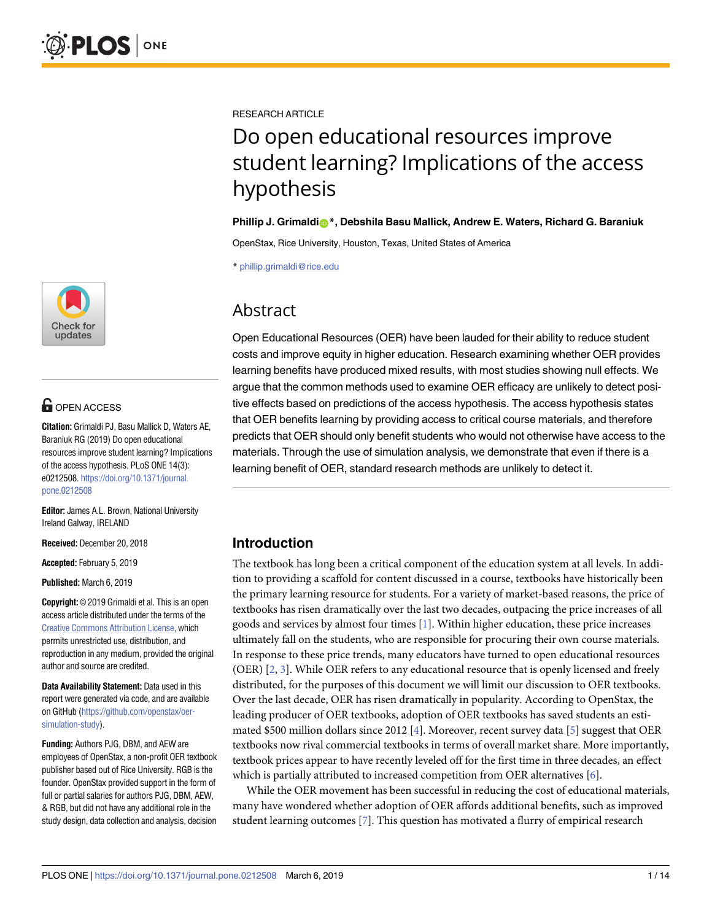RESEARCH ARTICLE

# Do open educational resources improve student learning? Implications of the access hypothesis

**Phillip J. Grimaldi*, Debshila Basu Mallick, Andrew E. Waters, Richard G. Baraniuk**

OpenStax, Rice University, Houston, Texas, United States of America

* phillip.grimaldi@rice.edu

OPEN ACCESS

**Citation:** Grimaldi PJ, Basu Mallick D, Waters AE, Baraniuk RG (2019) Do open educational resources improve student learning? Implications of the access hypothesis. PLoS ONE 14(3): e0212508. https://doi.org/10.1371/journal.pone.0212508

**Editor:** James A.L. Brown, National University Ireland Galway, IRELAND

**Received:** December 20, 2018

**Accepted:** February 5, 2019

**Published:** March 6, 2019

**Copyright:** © 2019 Grimaldi et al. This is an open access article distributed under the terms of the Creative Commons Attribution License, which permits unrestricted use, distribution, and reproduction in any medium, provided the original author and source are credited.

**Data Availability Statement:** Data used in this report were generated via code, and are available on GitHub (https://github.com/openstax/oer-simulation-study).

**Funding:** Authors PJG, DBM, and AEW are employees of OpenStax, a non-profit OER textbook publisher based out of Rice University. RGB is the founder. OpenStax provided support in the form of full or partial salaries for authors PJG, DBM, AEW, & RGB, but did not have any additional role in the study design, data collection and analysis, decision

## Abstract

Open Educational Resources (OER) have been lauded for their ability to reduce student costs and improve equity in higher education. Research examining whether OER provides learning benefits have produced mixed results, with most studies showing null effects. We argue that the common methods used to examine OER efficacy are unlikely to detect positive effects based on predictions of the access hypothesis. The access hypothesis states that OER benefits learning by providing access to critical course materials, and therefore predicts that OER should only benefit students who would not otherwise have access to the materials. Through the use of simulation analysis, we demonstrate that even if there is a learning benefit of OER, standard research methods are unlikely to detect it.

## Introduction

The textbook has long been a critical component of the education system at all levels. In addition to providing a scaffold for content discussed in a course, textbooks have historically been the primary learning resource for students. For a variety of market-based reasons, the price of textbooks has risen dramatically over the last two decades, outpacing the price increases of all goods and services by almost four times [1]. Within higher education, these price increases ultimately fall on the students, who are responsible for procuring their own course materials. In response to these price trends, many educators have turned to open educational resources (OER) [2, 3]. While OER refers to any educational resource that is openly licensed and freely distributed, for the purposes of this document we will limit our discussion to OER textbooks. Over the last decade, OER has risen dramatically in popularity. According to OpenStax, the leading producer of OER textbooks, adoption of OER textbooks has saved students an estimated $500 million dollars since 2012 [4]. Moreover, recent survey data [5] suggest that OER textbooks now rival commercial textbooks in terms of overall market share. More importantly, textbook prices appear to have recently leveled off for the first time in three decades, an effect which is partially attributed to increased competition from OER alternatives [6].

While the OER movement has been successful in reducing the cost of educational materials, many have wondered whether adoption of OER affords additional benefits, such as improved student learning outcomes [7]. This question has motivated a flurry of empirical research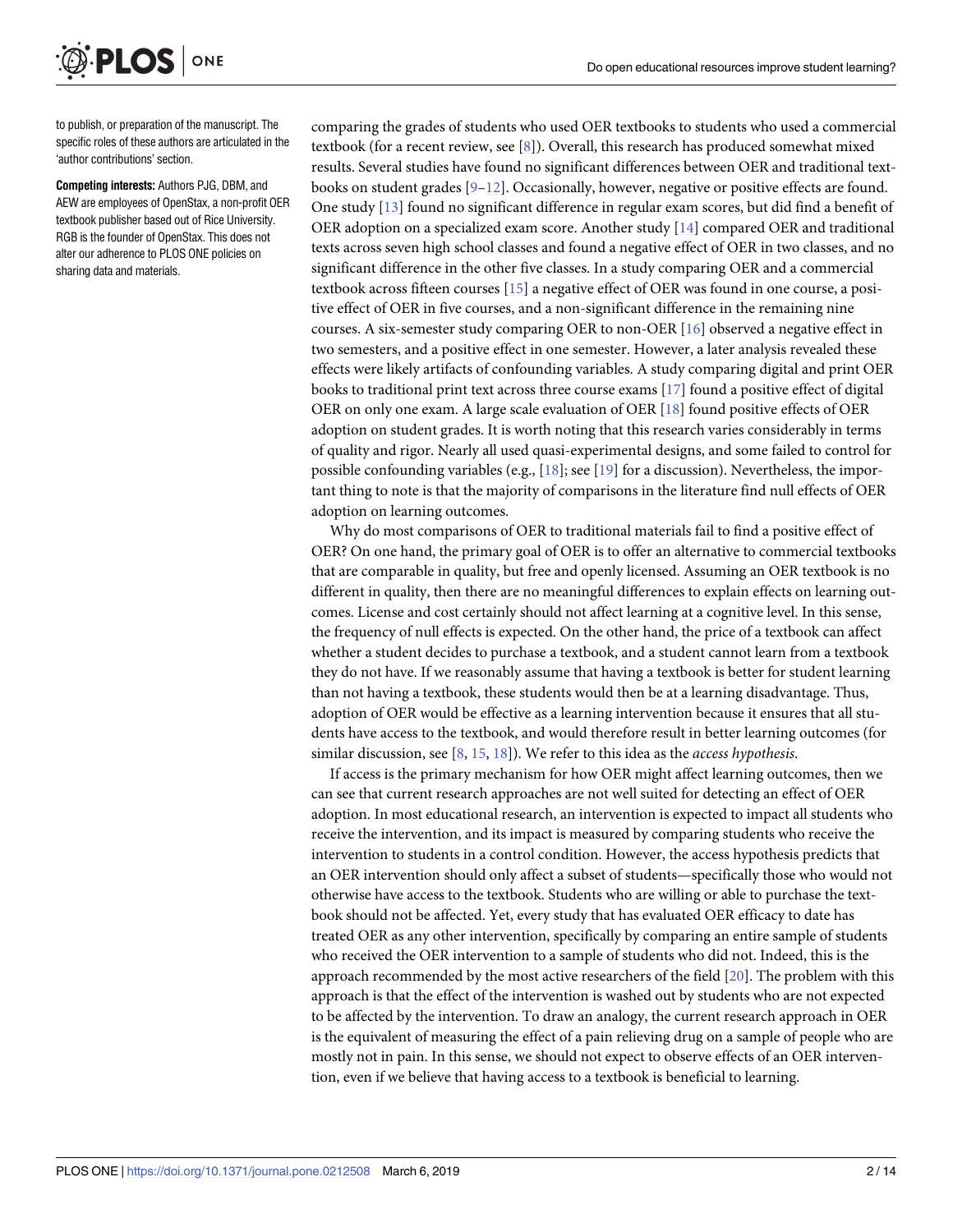to publish, or preparation of the manuscript. The specific roles of these authors are articulated in the 'author contributions' section.

**Competing interests:** Authors PJG, DBM, and AEW are employees of OpenStax, a non-profit OER textbook publisher based out of Rice University. RGB is the founder of OpenStax. This does not alter our adherence to PLOS ONE policies on sharing data and materials.

comparing the grades of students who used OER textbooks to students who used a commercial textbook (for a recent review, see [8]). Overall, this research has produced somewhat mixed results. Several studies have found no significant differences between OER and traditional textbooks on student grades [9–12]. Occasionally, however, negative or positive effects are found. One study [13] found no significant difference in regular exam scores, but did find a benefit of OER adoption on a specialized exam score. Another study [14] compared OER and traditional texts across seven high school classes and found a negative effect of OER in two classes, and no significant difference in the other five classes. In a study comparing OER and a commercial textbook across fifteen courses [15] a negative effect of OER was found in one course, a positive effect of OER in five courses, and a non-significant difference in the remaining nine courses. A six-semester study comparing OER to non-OER [16] observed a negative effect in two semesters, and a positive effect in one semester. However, a later analysis revealed these effects were likely artifacts of confounding variables. A study comparing digital and print OER books to traditional print text across three course exams [17] found a positive effect of digital OER on only one exam. A large scale evaluation of OER [18] found positive effects of OER adoption on student grades. It is worth noting that this research varies considerably in terms of quality and rigor. Nearly all used quasi-experimental designs, and some failed to control for possible confounding variables (e.g., [18]; see [19] for a discussion). Nevertheless, the important thing to note is that the majority of comparisons in the literature find null effects of OER adoption on learning outcomes.

Why do most comparisons of OER to traditional materials fail to find a positive effect of OER? On one hand, the primary goal of OER is to offer an alternative to commercial textbooks that are comparable in quality, but free and openly licensed. Assuming an OER textbook is no different in quality, then there are no meaningful differences to explain effects on learning outcomes. License and cost certainly should not affect learning at a cognitive level. In this sense, the frequency of null effects is expected. On the other hand, the price of a textbook can affect whether a student decides to purchase a textbook, and a student cannot learn from a textbook they do not have. If we reasonably assume that having a textbook is better for student learning than not having a textbook, these students would then be at a learning disadvantage. Thus, adoption of OER would be effective as a learning intervention because it ensures that all students have access to the textbook, and would therefore result in better learning outcomes (for similar discussion, see [8, 15, 18]). We refer to this idea as the *access hypothesis*.

If access is the primary mechanism for how OER might affect learning outcomes, then we can see that current research approaches are not well suited for detecting an effect of OER adoption. In most educational research, an intervention is expected to impact all students who receive the intervention, and its impact is measured by comparing students who receive the intervention to students in a control condition. However, the access hypothesis predicts that an OER intervention should only affect a subset of students—specifically those who would not otherwise have access to the textbook. Students who are willing or able to purchase the textbook should not be affected. Yet, every study that has evaluated OER efficacy to date has treated OER as any other intervention, specifically by comparing an entire sample of students who received the OER intervention to a sample of students who did not. Indeed, this is the approach recommended by the most active researchers of the field [20]. The problem with this approach is that the effect of the intervention is washed out by students who are not expected to be affected by the intervention. To draw an analogy, the current research approach in OER is the equivalent of measuring the effect of a pain relieving drug on a sample of people who are mostly not in pain. In this sense, we should not expect to observe effects of an OER intervention, even if we believe that having access to a textbook is beneficial to learning.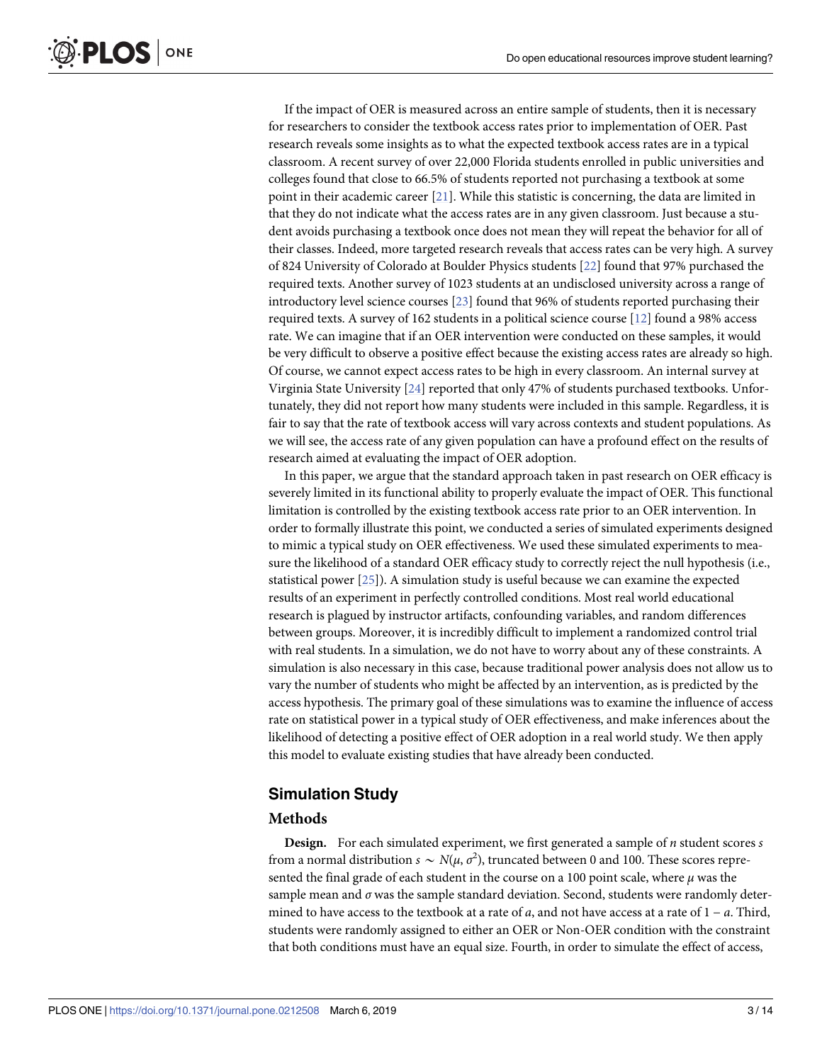If the impact of OER is measured across an entire sample of students, then it is necessary for researchers to consider the textbook access rates prior to implementation of OER. Past research reveals some insights as to what the expected textbook access rates are in a typical classroom. A recent survey of over 22,000 Florida students enrolled in public universities and colleges found that close to 66.5% of students reported not purchasing a textbook at some point in their academic career [21]. While this statistic is concerning, the data are limited in that they do not indicate what the access rates are in any given classroom. Just because a student avoids purchasing a textbook once does not mean they will repeat the behavior for all of their classes. Indeed, more targeted research reveals that access rates can be very high. A survey of 824 University of Colorado at Boulder Physics students [22] found that 97% purchased the required texts. Another survey of 1023 students at an undisclosed university across a range of introductory level science courses [23] found that 96% of students reported purchasing their required texts. A survey of 162 students in a political science course [12] found a 98% access rate. We can imagine that if an OER intervention were conducted on these samples, it would be very difficult to observe a positive effect because the existing access rates are already so high. Of course, we cannot expect access rates to be high in every classroom. An internal survey at Virginia State University [24] reported that only 47% of students purchased textbooks. Unfortunately, they did not report how many students were included in this sample. Regardless, it is fair to say that the rate of textbook access will vary across contexts and student populations. As we will see, the access rate of any given population can have a profound effect on the results of research aimed at evaluating the impact of OER adoption.

In this paper, we argue that the standard approach taken in past research on OER efficacy is severely limited in its functional ability to properly evaluate the impact of OER. This functional limitation is controlled by the existing textbook access rate prior to an OER intervention. In order to formally illustrate this point, we conducted a series of simulated experiments designed to mimic a typical study on OER effectiveness. We used these simulated experiments to measure the likelihood of a standard OER efficacy study to correctly reject the null hypothesis (i.e., statistical power [25]). A simulation study is useful because we can examine the expected results of an experiment in perfectly controlled conditions. Most real world educational research is plagued by instructor artifacts, confounding variables, and random differences between groups. Moreover, it is incredibly difficult to implement a randomized control trial with real students. In a simulation, we do not have to worry about any of these constraints. A simulation is also necessary in this case, because traditional power analysis does not allow us to vary the number of students who might be affected by an intervention, as is predicted by the access hypothesis. The primary goal of these simulations was to examine the influence of access rate on statistical power in a typical study of OER effectiveness, and make inferences about the likelihood of detecting a positive effect of OER adoption in a real world study. We then apply this model to evaluate existing studies that have already been conducted.

## Simulation Study

### Methods

**Design.** For each simulated experiment, we first generated a sample of $n$ student scores $s$ from a normal distribution $s \sim N(\mu, \sigma^2)$, truncated between 0 and 100. These scores represented the final grade of each student in the course on a 100 point scale, where $\mu$ was the sample mean and $\sigma$ was the sample standard deviation. Second, students were randomly determined to have access to the textbook at a rate of $a$, and not have access at a rate of $1 - a$. Third, students were randomly assigned to either an OER or Non-OER condition with the constraint that both conditions must have an equal size. Fourth, in order to simulate the effect of access,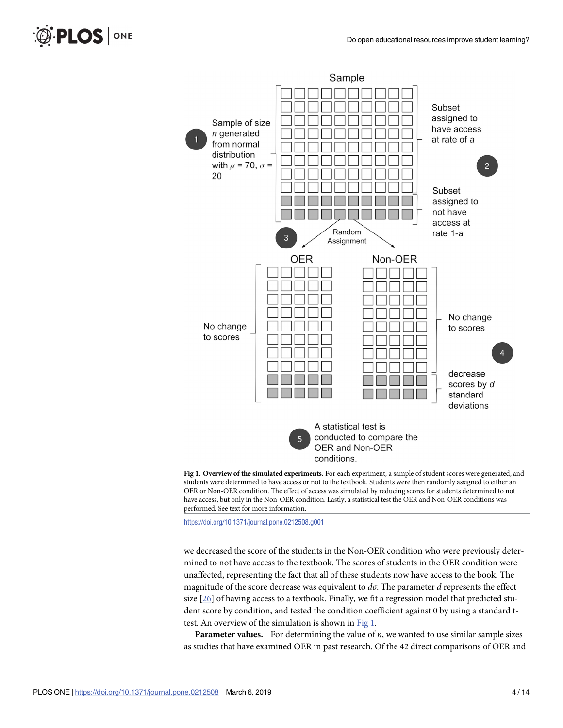Fig 1. **Overview of the simulated experiments.** For each experiment, a sample of student scores were generated, and students were determined to have access or not to the textbook. Students were then randomly assigned to either an OER or Non-OER condition. The effect of access was simulated by reducing scores for students determined to not have access, but only in the Non-OER condition. Lastly, a statistical test the OER and Non-OER conditions was performed. See text for more information.

https://doi.org/10.1371/journal.pone.0212508.g001

we decreased the score of the students in the Non-OER condition who were previously determined to not have access to the textbook. The scores of students in the OER condition were unaffected, representing the fact that all of these students now have access to the book. The magnitude of the score decrease was equivalent to $d\sigma$. The parameter $d$ represents the effect size [26] of having access to a textbook. Finally, we fit a regression model that predicted student score by condition, and tested the condition coefficient against 0 by using a standard t-test. An overview of the simulation is shown in Fig 1.

**Parameter values.** For determining the value of $n$, we wanted to use similar sample sizes as studies that have examined OER in past research. Of the 42 direct comparisons of OER and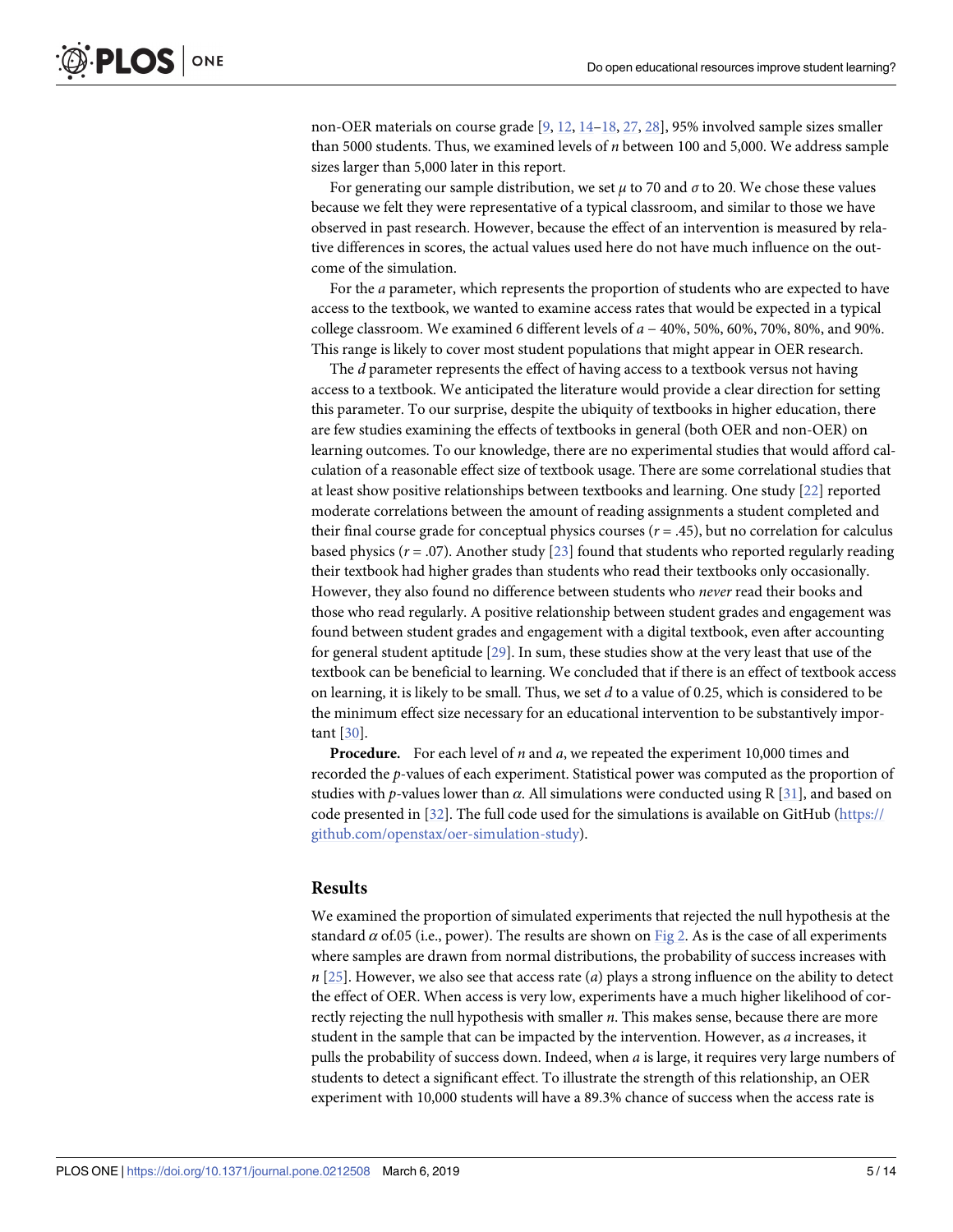non-OER materials on course grade [9, 12, 14–18, 27, 28], 95% involved sample sizes smaller than 5000 students. Thus, we examined levels of $n$ between 100 and 5,000. We address sample sizes larger than 5,000 later in this report.

For generating our sample distribution, we set $\mu$ to 70 and $\sigma$ to 20. We chose these values because we felt they were representative of a typical classroom, and similar to those we have observed in past research. However, because the effect of an intervention is measured by relative differences in scores, the actual values used here do not have much influence on the outcome of the simulation.

For the $a$ parameter, which represents the proportion of students who are expected to have access to the textbook, we wanted to examine access rates that would be expected in a typical college classroom. We examined 6 different levels of $a$ – 40%, 50%, 60%, 70%, 80%, and 90%. This range is likely to cover most student populations that might appear in OER research.

The $d$ parameter represents the effect of having access to a textbook versus not having access to a textbook. We anticipated the literature would provide a clear direction for setting this parameter. To our surprise, despite the ubiquity of textbooks in higher education, there are few studies examining the effects of textbooks in general (both OER and non-OER) on learning outcomes. To our knowledge, there are no experimental studies that would afford calculation of a reasonable effect size of textbook usage. There are some correlational studies that at least show positive relationships between textbooks and learning. One study [22] reported moderate correlations between the amount of reading assignments a student completed and their final course grade for conceptual physics courses ($r = .45$), but no correlation for calculus based physics ($r = .07$). Another study [23] found that students who reported regularly reading their textbook had higher grades than students who read their textbooks only occasionally. However, they also found no difference between students who *never* read their books and those who read regularly. A positive relationship between student grades and engagement was found between student grades and engagement with a digital textbook, even after accounting for general student aptitude [29]. In sum, these studies show at the very least that use of the textbook can be beneficial to learning. We concluded that if there is an effect of textbook access on learning, it is likely to be small. Thus, we set $d$ to a value of 0.25, which is considered to be the minimum effect size necessary for an educational intervention to be substantively important [30].

**Procedure.** For each level of $n$ and $a$, we repeated the experiment 10,000 times and recorded the $p$-values of each experiment. Statistical power was computed as the proportion of studies with $p$-values lower than $\alpha$. All simulations were conducted using R [31], and based on code presented in [32]. The full code used for the simulations is available on GitHub (https://github.com/openstax/oer-simulation-study).

## Results

We examined the proportion of simulated experiments that rejected the null hypothesis at the standard $\alpha$ of.05 (i.e., power). The results are shown on Fig 2. As is the case of all experiments where samples are drawn from normal distributions, the probability of success increases with $n$ [25]. However, we also see that access rate ($a$) plays a strong influence on the ability to detect the effect of OER. When access is very low, experiments have a much higher likelihood of correctly rejecting the null hypothesis with smaller $n$. This makes sense, because there are more student in the sample that can be impacted by the intervention. However, as $a$ increases, it pulls the probability of success down. Indeed, when $a$ is large, it requires very large numbers of students to detect a significant effect. To illustrate the strength of this relationship, an OER experiment with 10,000 students will have a 89.3% chance of success when the access rate is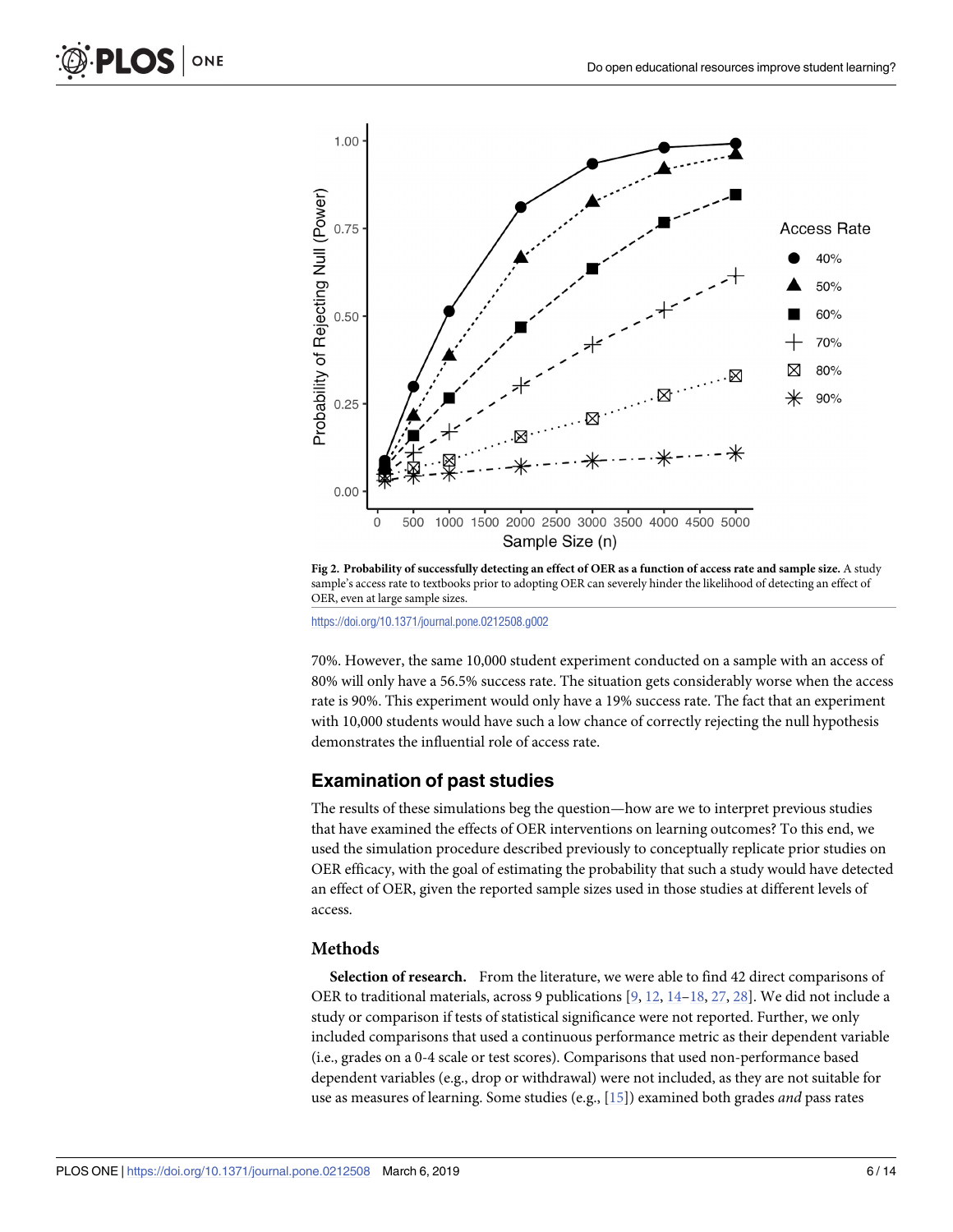Fig 2. **Probability of successfully detecting an effect of OER as a function of access rate and sample size.** A study sample's access rate to textbooks prior to adopting OER can severely hinder the likelihood of detecting an effect of OER, even at large sample sizes.

https://doi.org/10.1371/journal.pone.0212508.g002

70%. However, the same 10,000 student experiment conducted on a sample with an access of 80% will only have a 56.5% success rate. The situation gets considerably worse when the access rate is 90%. This experiment would only have a 19% success rate. The fact that an experiment with 10,000 students would have such a low chance of correctly rejecting the null hypothesis demonstrates the influential role of access rate.

## Examination of past studies

The results of these simulations beg the question—how are we to interpret previous studies that have examined the effects of OER interventions on learning outcomes? To this end, we used the simulation procedure described previously to conceptually replicate prior studies on OER efficacy, with the goal of estimating the probability that such a study would have detected an effect of OER, given the reported sample sizes used in those studies at different levels of access.

### Methods

**Selection of research.** From the literature, we were able to find 42 direct comparisons of OER to traditional materials, across 9 publications [9, 12, 14–18, 27, 28]. We did not include a study or comparison if tests of statistical significance were not reported. Further, we only included comparisons that used a continuous performance metric as their dependent variable (i.e., grades on a 0-4 scale or test scores). Comparisons that used non-performance based dependent variables (e.g., drop or withdrawal) were not included, as they are not suitable for use as measures of learning. Some studies (e.g., [15]) examined both grades *and* pass rates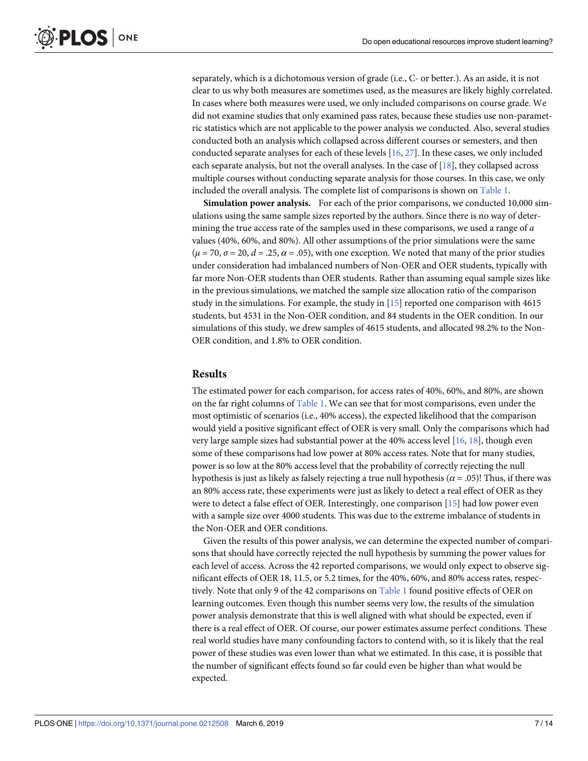separately, which is a dichotomous version of grade (i.e., C- or better.). As an aside, it is not clear to us why both measures are sometimes used, as the measures are likely highly correlated. In cases where both measures were used, we only included comparisons on course grade. We did not examine studies that only examined pass rates, because these studies use non-parametric statistics which are not applicable to the power analysis we conducted. Also, several studies conducted both an analysis which collapsed across different courses or semesters, and then conducted separate analyses for each of these levels [16, 27]. In these cases, we only included each separate analysis, but not the overall analyses. In the case of [18], they collapsed across multiple courses without conducting separate analysis for those courses. In this case, we only included the overall analysis. The complete list of comparisons is shown on Table 1.

**Simulation power analysis.** For each of the prior comparisons, we conducted 10,000 simulations using the same sample sizes reported by the authors. Since there is no way of determining the true access rate of the samples used in these comparisons, we used a range of $a$ values (40%, 60%, and 80%). All other assumptions of the prior simulations were the same ($\mu = 70$, $\sigma = 20$, $d = .25$, $\alpha = .05$), with one exception. We noted that many of the prior studies under consideration had imbalanced numbers of Non-OER and OER students, typically with far more Non-OER students than OER students. Rather than assuming equal sample sizes like in the previous simulations, we matched the sample size allocation ratio of the comparison study in the simulations. For example, the study in [15] reported one comparison with 4615 students, but 4531 in the Non-OER condition, and 84 students in the OER condition. In our simulations of this study, we drew samples of 4615 students, and allocated 98.2% to the Non-OER condition, and 1.8% to OER condition.

## Results

The estimated power for each comparison, for access rates of 40%, 60%, and 80%, are shown on the far right columns of Table 1. We can see that for most comparisons, even under the most optimistic of scenarios (i.e., 40% access), the expected likelihood that the comparison would yield a positive significant effect of OER is very small. Only the comparisons which had very large sample sizes had substantial power at the 40% access level [16, 18], though even some of these comparisons had low power at 80% access rates. Note that for many studies, power is so low at the 80% access level that the probability of correctly rejecting the null hypothesis is just as likely as falsely rejecting a true null hypothesis ($\alpha = .05$)! Thus, if there was an 80% access rate, these experiments were just as likely to detect a real effect of OER as they were to detect a false effect of OER. Interestingly, one comparison [15] had low power even with a sample size over 4000 students. This was due to the extreme imbalance of students in the Non-OER and OER conditions.

Given the results of this power analysis, we can determine the expected number of comparisons that should have correctly rejected the null hypothesis by summing the power values for each level of access. Across the 42 reported comparisons, we would only expect to observe significant effects of OER 18, 11.5, or 5.2 times, for the 40%, 60%, and 80% access rates, respectively. Note that only 9 of the 42 comparisons on Table 1 found positive effects of OER on learning outcomes. Even though this number seems very low, the results of the simulation power analysis demonstrate that this is well aligned with what should be expected, even if there is a real effect of OER. Of course, our power estimates assume perfect conditions. These real world studies have many confounding factors to contend with, so it is likely that the real power of these studies was even lower than what we estimated. In this case, it is possible that the number of significant effects found so far could even be higher than what would be expected.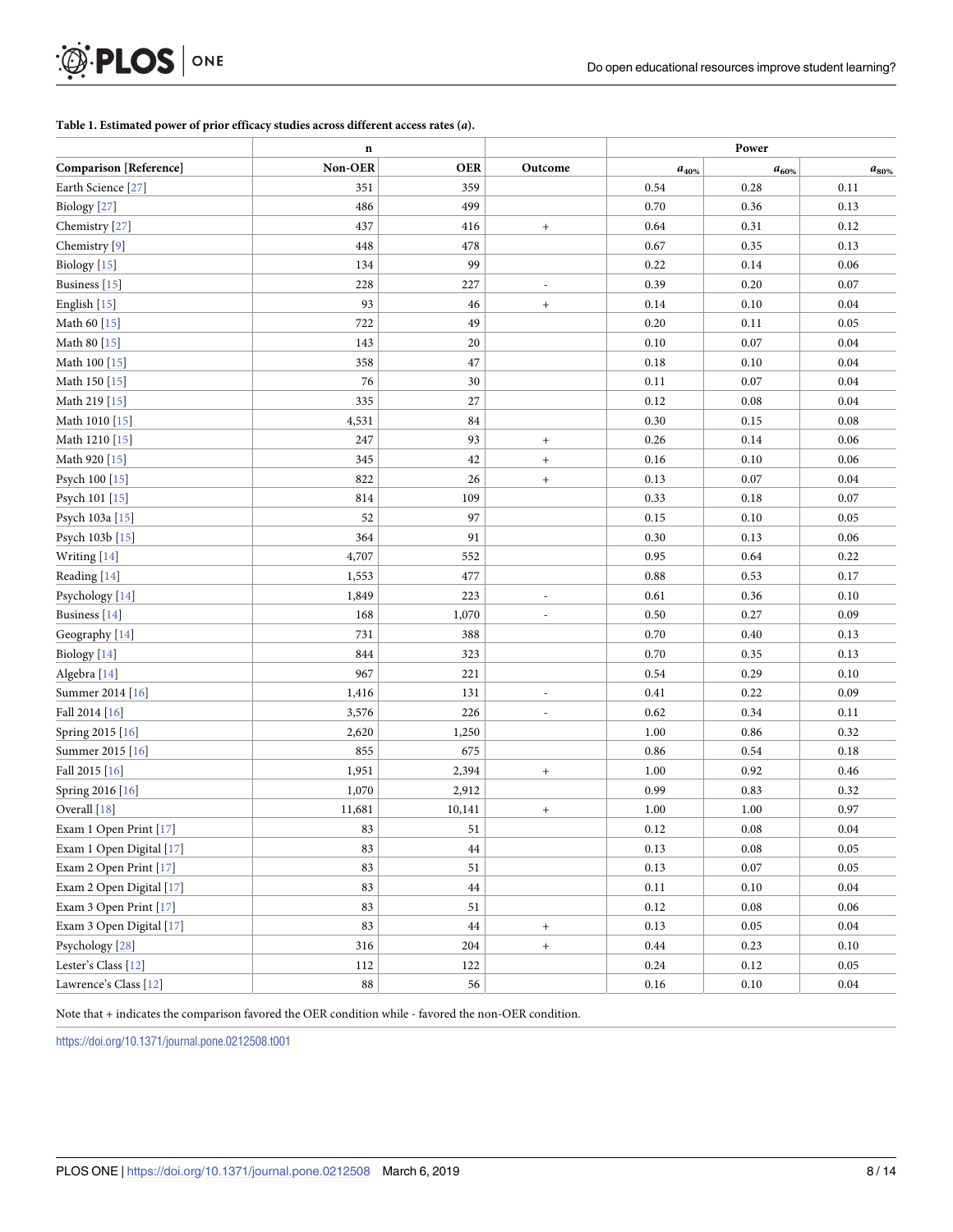**Table 1. Estimated power of prior efficacy studies across different access rates ($a$).**

| | n | | | Power | | |
|---|---|---|---|---|---|---|
| Comparison [Reference] | Non-OER | OER | Outcome | $a_{40\%}$ | $a_{60\%}$ | $a_{80\%}$ |
| Earth Science [27] | 351 | 359 | | 0.54 | 0.28 | 0.11 |
| Biology [27] | 486 | 499 | | 0.70 | 0.36 | 0.13 |
| Chemistry [27] | 437 | 416 | + | 0.64 | 0.31 | 0.12 |
| Chemistry [9] | 448 | 478 | | 0.67 | 0.35 | 0.13 |
| Biology [15] | 134 | 99 | | 0.22 | 0.14 | 0.06 |
| Business [15] | 228 | 227 | - | 0.39 | 0.20 | 0.07 |
| English [15] | 93 | 46 | + | 0.14 | 0.10 | 0.04 |
| Math 60 [15] | 722 | 49 | | 0.20 | 0.11 | 0.05 |
| Math 80 [15] | 143 | 20 | | 0.10 | 0.07 | 0.04 |
| Math 100 [15] | 358 | 47 | | 0.18 | 0.10 | 0.04 |
| Math 150 [15] | 76 | 30 | | 0.11 | 0.07 | 0.04 |
| Math 219 [15] | 335 | 27 | | 0.12 | 0.08 | 0.04 |
| Math 1010 [15] | 4,531 | 84 | | 0.30 | 0.15 | 0.08 |
| Math 1210 [15] | 247 | 93 | + | 0.26 | 0.14 | 0.06 |
| Math 920 [15] | 345 | 42 | + | 0.16 | 0.10 | 0.06 |
| Psych 100 [15] | 822 | 26 | + | 0.13 | 0.07 | 0.04 |
| Psych 101 [15] | 814 | 109 | | 0.33 | 0.18 | 0.07 |
| Psych 103a [15] | 52 | 97 | | 0.15 | 0.10 | 0.05 |
| Psych 103b [15] | 364 | 91 | | 0.30 | 0.13 | 0.06 |
| Writing [14] | 4,707 | 552 | | 0.95 | 0.64 | 0.22 |
| Reading [14] | 1,553 | 477 | | 0.88 | 0.53 | 0.17 |
| Psychology [14] | 1,849 | 223 | - | 0.61 | 0.36 | 0.10 |
| Business [14] | 168 | 1,070 | - | 0.50 | 0.27 | 0.09 |
| Geography [14] | 731 | 388 | | 0.70 | 0.40 | 0.13 |
| Biology [14] | 844 | 323 | | 0.70 | 0.35 | 0.13 |
| Algebra [14] | 967 | 221 | | 0.54 | 0.29 | 0.10 |
| Summer 2014 [16] | 1,416 | 131 | - | 0.41 | 0.22 | 0.09 |
| Fall 2014 [16] | 3,576 | 226 | - | 0.62 | 0.34 | 0.11 |
| Spring 2015 [16] | 2,620 | 1,250 | | 1.00 | 0.86 | 0.32 |
| Summer 2015 [16] | 855 | 675 | | 0.86 | 0.54 | 0.18 |
| Fall 2015 [16] | 1,951 | 2,394 | + | 1.00 | 0.92 | 0.46 |
| Spring 2016 [16] | 1,070 | 2,912 | | 0.99 | 0.83 | 0.32 |
| Overall [18] | 11,681 | 10,141 | + | 1.00 | 1.00 | 0.97 |
| Exam 1 Open Print [17] | 83 | 51 | | 0.12 | 0.08 | 0.04 |
| Exam 1 Open Digital [17] | 83 | 44 | | 0.13 | 0.08 | 0.05 |
| Exam 2 Open Print [17] | 83 | 51 | | 0.13 | 0.07 | 0.05 |
| Exam 2 Open Digital [17] | 83 | 44 | | 0.11 | 0.10 | 0.04 |
| Exam 3 Open Print [17] | 83 | 51 | | 0.12 | 0.08 | 0.06 |
| Exam 3 Open Digital [17] | 83 | 44 | + | 0.13 | 0.05 | 0.04 |
| Psychology [28] | 316 | 204 | + | 0.44 | 0.23 | 0.10 |
| Lester's Class [12] | 112 | 122 | | 0.24 | 0.12 | 0.05 |
| Lawrence's Class [12] | 88 | 56 | | 0.16 | 0.10 | 0.04 |

Note that + indicates the comparison favored the OER condition while - favored the non-OER condition.

https://doi.org/10.1371/journal.pone.0212508.t001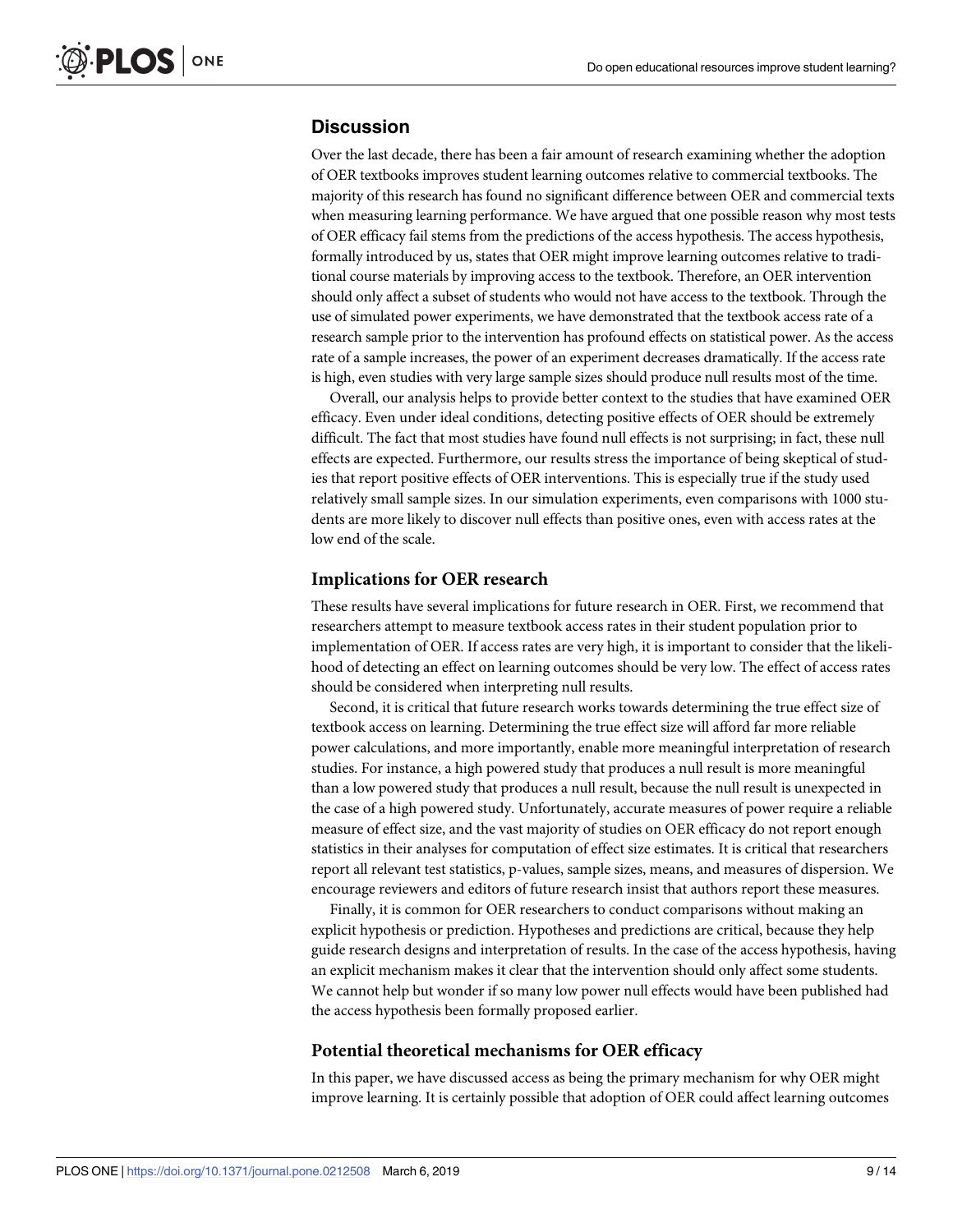## Discussion

Over the last decade, there has been a fair amount of research examining whether the adoption of OER textbooks improves student learning outcomes relative to commercial textbooks. The majority of this research has found no significant difference between OER and commercial texts when measuring learning performance. We have argued that one possible reason why most tests of OER efficacy fail stems from the predictions of the access hypothesis. The access hypothesis, formally introduced by us, states that OER might improve learning outcomes relative to traditional course materials by improving access to the textbook. Therefore, an OER intervention should only affect a subset of students who would not have access to the textbook. Through the use of simulated power experiments, we have demonstrated that the textbook access rate of a research sample prior to the intervention has profound effects on statistical power. As the access rate of a sample increases, the power of an experiment decreases dramatically. If the access rate is high, even studies with very large sample sizes should produce null results most of the time.

Overall, our analysis helps to provide better context to the studies that have examined OER efficacy. Even under ideal conditions, detecting positive effects of OER should be extremely difficult. The fact that most studies have found null effects is not surprising; in fact, these null effects are expected. Furthermore, our results stress the importance of being skeptical of studies that report positive effects of OER interventions. This is especially true if the study used relatively small sample sizes. In our simulation experiments, even comparisons with 1000 students are more likely to discover null effects than positive ones, even with access rates at the low end of the scale.

### Implications for OER research

These results have several implications for future research in OER. First, we recommend that researchers attempt to measure textbook access rates in their student population prior to implementation of OER. If access rates are very high, it is important to consider that the likelihood of detecting an effect on learning outcomes should be very low. The effect of access rates should be considered when interpreting null results.

Second, it is critical that future research works towards determining the true effect size of textbook access on learning. Determining the true effect size will afford far more reliable power calculations, and more importantly, enable more meaningful interpretation of research studies. For instance, a high powered study that produces a null result is more meaningful than a low powered study that produces a null result, because the null result is unexpected in the case of a high powered study. Unfortunately, accurate measures of power require a reliable measure of effect size, and the vast majority of studies on OER efficacy do not report enough statistics in their analyses for computation of effect size estimates. It is critical that researchers report all relevant test statistics, p-values, sample sizes, means, and measures of dispersion. We encourage reviewers and editors of future research insist that authors report these measures.

Finally, it is common for OER researchers to conduct comparisons without making an explicit hypothesis or prediction. Hypotheses and predictions are critical, because they help guide research designs and interpretation of results. In the case of the access hypothesis, having an explicit mechanism makes it clear that the intervention should only affect some students. We cannot help but wonder if so many low power null effects would have been published had the access hypothesis been formally proposed earlier.

### Potential theoretical mechanisms for OER efficacy

In this paper, we have discussed access as being the primary mechanism for why OER might improve learning. It is certainly possible that adoption of OER could affect learning outcomes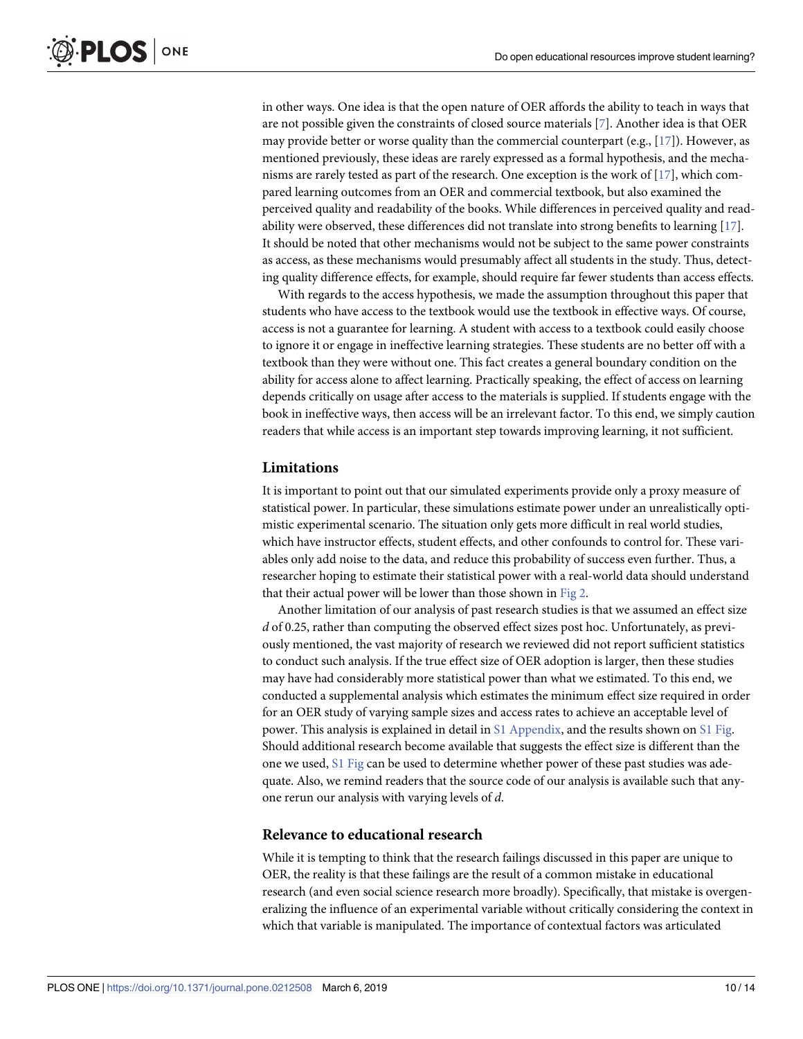in other ways. One idea is that the open nature of OER affords the ability to teach in ways that are not possible given the constraints of closed source materials [7]. Another idea is that OER may provide better or worse quality than the commercial counterpart (e.g., [17]). However, as mentioned previously, these ideas are rarely expressed as a formal hypothesis, and the mechanisms are rarely tested as part of the research. One exception is the work of [17], which compared learning outcomes from an OER and commercial textbook, but also examined the perceived quality and readability of the books. While differences in perceived quality and readability were observed, these differences did not translate into strong benefits to learning [17]. It should be noted that other mechanisms would not be subject to the same power constraints as access, as these mechanisms would presumably affect all students in the study. Thus, detecting quality difference effects, for example, should require far fewer students than access effects.

With regards to the access hypothesis, we made the assumption throughout this paper that students who have access to the textbook would use the textbook in effective ways. Of course, access is not a guarantee for learning. A student with access to a textbook could easily choose to ignore it or engage in ineffective learning strategies. These students are no better off with a textbook than they were without one. This fact creates a general boundary condition on the ability for access alone to affect learning. Practically speaking, the effect of access on learning depends critically on usage after access to the materials is supplied. If students engage with the book in ineffective ways, then access will be an irrelevant factor. To this end, we simply caution readers that while access is an important step towards improving learning, it not sufficient.

## Limitations

It is important to point out that our simulated experiments provide only a proxy measure of statistical power. In particular, these simulations estimate power under an unrealistically optimistic experimental scenario. The situation only gets more difficult in real world studies, which have instructor effects, student effects, and other confounds to control for. These variables only add noise to the data, and reduce this probability of success even further. Thus, a researcher hoping to estimate their statistical power with a real-world data should understand that their actual power will be lower than those shown in Fig 2.

Another limitation of our analysis of past research studies is that we assumed an effect size $d$ of 0.25, rather than computing the observed effect sizes post hoc. Unfortunately, as previously mentioned, the vast majority of research we reviewed did not report sufficient statistics to conduct such analysis. If the true effect size of OER adoption is larger, then these studies may have had considerably more statistical power than what we estimated. To this end, we conducted a supplemental analysis which estimates the minimum effect size required in order for an OER study of varying sample sizes and access rates to achieve an acceptable level of power. This analysis is explained in detail in S1 Appendix, and the results shown on S1 Fig. Should additional research become available that suggests the effect size is different than the one we used, S1 Fig can be used to determine whether power of these past studies was adequate. Also, we remind readers that the source code of our analysis is available such that anyone rerun our analysis with varying levels of $d$.

## Relevance to educational research

While it is tempting to think that the research failings discussed in this paper are unique to OER, the reality is that these failings are the result of a common mistake in educational research (and even social science research more broadly). Specifically, that mistake is overgeneralizing the influence of an experimental variable without critically considering the context in which that variable is manipulated. The importance of contextual factors was articulated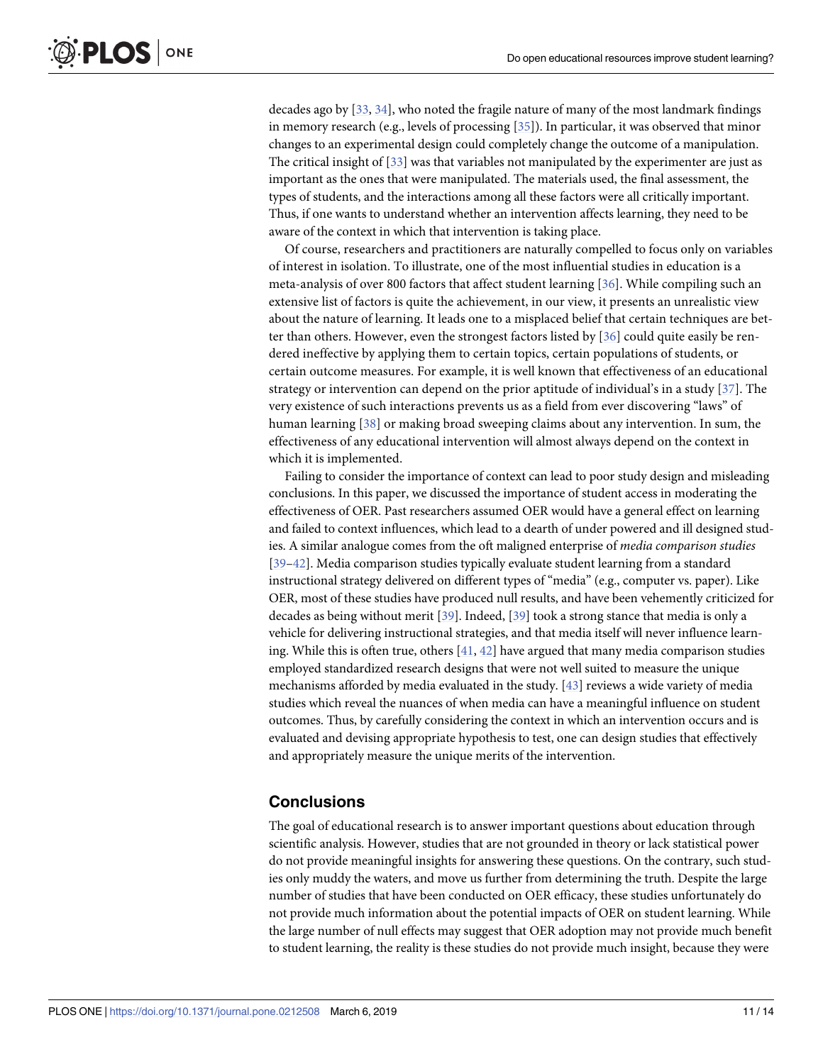decades ago by [33, 34], who noted the fragile nature of many of the most landmark findings in memory research (e.g., levels of processing [35]). In particular, it was observed that minor changes to an experimental design could completely change the outcome of a manipulation. The critical insight of [33] was that variables not manipulated by the experimenter are just as important as the ones that were manipulated. The materials used, the final assessment, the types of students, and the interactions among all these factors were all critically important. Thus, if one wants to understand whether an intervention affects learning, they need to be aware of the context in which that intervention is taking place.

Of course, researchers and practitioners are naturally compelled to focus only on variables of interest in isolation. To illustrate, one of the most influential studies in education is a meta-analysis of over 800 factors that affect student learning [36]. While compiling such an extensive list of factors is quite the achievement, in our view, it presents an unrealistic view about the nature of learning. It leads one to a misplaced belief that certain techniques are better than others. However, even the strongest factors listed by [36] could quite easily be rendered ineffective by applying them to certain topics, certain populations of students, or certain outcome measures. For example, it is well known that effectiveness of an educational strategy or intervention can depend on the prior aptitude of individual's in a study [37]. The very existence of such interactions prevents us as a field from ever discovering "laws" of human learning [38] or making broad sweeping claims about any intervention. In sum, the effectiveness of any educational intervention will almost always depend on the context in which it is implemented.

Failing to consider the importance of context can lead to poor study design and misleading conclusions. In this paper, we discussed the importance of student access in moderating the effectiveness of OER. Past researchers assumed OER would have a general effect on learning and failed to context influences, which lead to a dearth of under powered and ill designed studies. A similar analogue comes from the oft maligned enterprise of *media comparison studies* [39–42]. Media comparison studies typically evaluate student learning from a standard instructional strategy delivered on different types of "media" (e.g., computer vs. paper). Like OER, most of these studies have produced null results, and have been vehemently criticized for decades as being without merit [39]. Indeed, [39] took a strong stance that media is only a vehicle for delivering instructional strategies, and that media itself will never influence learning. While this is often true, others [41, 42] have argued that many media comparison studies employed standardized research designs that were not well suited to measure the unique mechanisms afforded by media evaluated in the study. [43] reviews a wide variety of media studies which reveal the nuances of when media can have a meaningful influence on student outcomes. Thus, by carefully considering the context in which an intervention occurs and is evaluated and devising appropriate hypothesis to test, one can design studies that effectively and appropriately measure the unique merits of the intervention.

## Conclusions

The goal of educational research is to answer important questions about education through scientific analysis. However, studies that are not grounded in theory or lack statistical power do not provide meaningful insights for answering these questions. On the contrary, such studies only muddy the waters, and move us further from determining the truth. Despite the large number of studies that have been conducted on OER efficacy, these studies unfortunately do not provide much information about the potential impacts of OER on student learning. While the large number of null effects may suggest that OER adoption may not provide much benefit to student learning, the reality is these studies do not provide much insight, because they were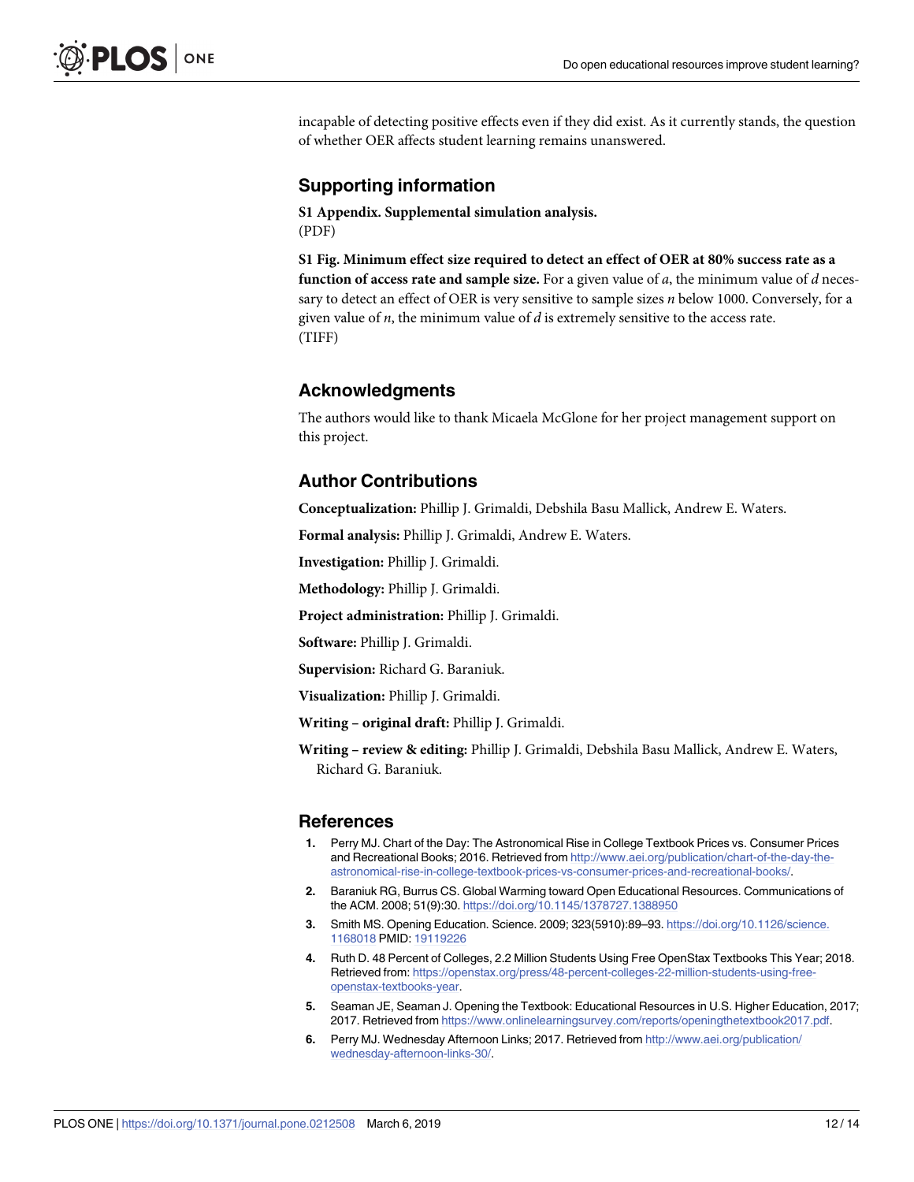incapable of detecting positive effects even if they did exist. As it currently stands, the question of whether OER affects student learning remains unanswered.

## Supporting information

**S1 Appendix. Supplemental simulation analysis.**
(PDF)

**S1 Fig. Minimum effect size required to detect an effect of OER at 80% success rate as a function of access rate and sample size.** For a given value of $a$, the minimum value of $d$ necessary to detect an effect of OER is very sensitive to sample sizes $n$ below 1000. Conversely, for a given value of $n$, the minimum value of $d$ is extremely sensitive to the access rate.
(TIFF)

## Acknowledgments

The authors would like to thank Micaela McGlone for her project management support on this project.

## Author Contributions

**Conceptualization:** Phillip J. Grimaldi, Debshila Basu Mallick, Andrew E. Waters.

**Formal analysis:** Phillip J. Grimaldi, Andrew E. Waters.

**Investigation:** Phillip J. Grimaldi.

**Methodology:** Phillip J. Grimaldi.

**Project administration:** Phillip J. Grimaldi.

**Software:** Phillip J. Grimaldi.

**Supervision:** Richard G. Baraniuk.

**Visualization:** Phillip J. Grimaldi.

**Writing – original draft:** Phillip J. Grimaldi.

**Writing – review & editing:** Phillip J. Grimaldi, Debshila Basu Mallick, Andrew E. Waters, Richard G. Baraniuk.

## References

1. Perry MJ. Chart of the Day: The Astronomical Rise in College Textbook Prices vs. Consumer Prices and Recreational Books; 2016. Retrieved from http://www.aei.org/publication/chart-of-the-day-the-astronomical-rise-in-college-textbook-prices-vs-consumer-prices-and-recreational-books/.
2. Baraniuk RG, Burrus CS. Global Warming toward Open Educational Resources. Communications of the ACM. 2008; 51(9):30. https://doi.org/10.1145/1378727.1388950
3. Smith MS. Opening Education. Science. 2009; 323(5910):89–93. https://doi.org/10.1126/science.1168018 PMID: 19119226
4. Ruth D. 48 Percent of Colleges, 2.2 Million Students Using Free OpenStax Textbooks This Year; 2018. Retrieved from: https://openstax.org/press/48-percent-colleges-22-million-students-using-free-openstax-textbooks-year.
5. Seaman JE, Seaman J. Opening the Textbook: Educational Resources in U.S. Higher Education, 2017; 2017. Retrieved from https://www.onlinelearningsurvey.com/reports/openingthetextbook2017.pdf.
6. Perry MJ. Wednesday Afternoon Links; 2017. Retrieved from http://www.aei.org/publication/wednesday-afternoon-links-30/.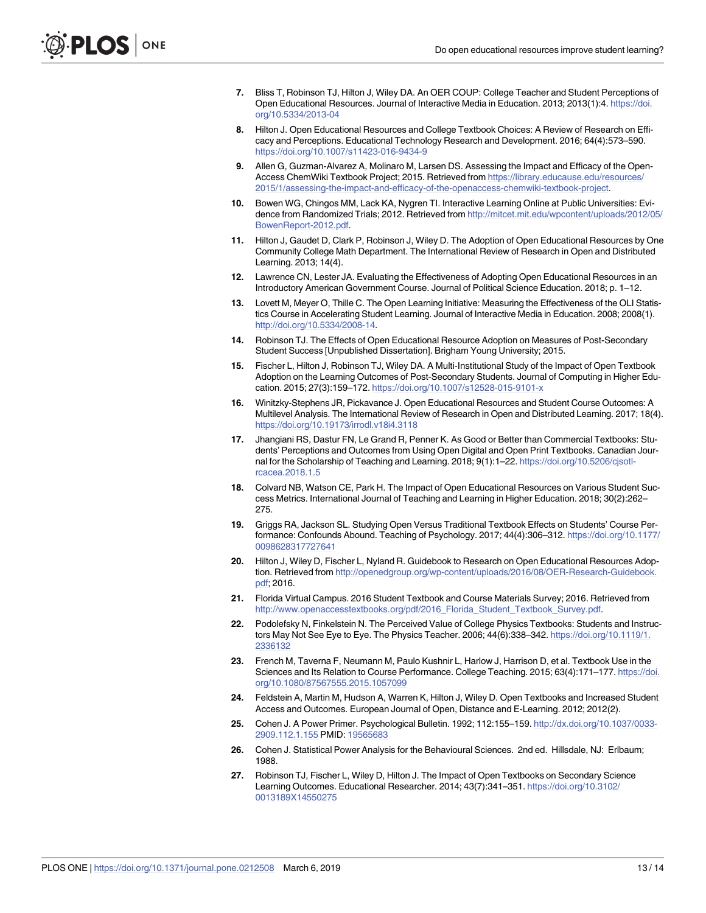7. Bliss T, Robinson TJ, Hilton J, Wiley DA. An OER COUP: College Teacher and Student Perceptions of Open Educational Resources. Journal of Interactive Media in Education. 2013; 2013(1):4. https://doi.org/10.5334/2013-04
8. Hilton J. Open Educational Resources and College Textbook Choices: A Review of Research on Efficacy and Perceptions. Educational Technology Research and Development. 2016; 64(4):573–590. https://doi.org/10.1007/s11423-016-9434-9
9. Allen G, Guzman-Alvarez A, Molinaro M, Larsen DS. Assessing the Impact and Efficacy of the Open-Access ChemWiki Textbook Project; 2015. Retrieved from https://library.educause.edu/resources/2015/1/assessing-the-impact-and-efficacy-of-the-openaccess-chemwiki-textbook-project.
10. Bowen WG, Chingos MM, Lack KA, Nygren TI. Interactive Learning Online at Public Universities: Evidence from Randomized Trials; 2012. Retrieved from http://mitcet.mit.edu/wpcontent/uploads/2012/05/BowenReport-2012.pdf.
11. Hilton J, Gaudet D, Clark P, Robinson J, Wiley D. The Adoption of Open Educational Resources by One Community College Math Department. The International Review of Research in Open and Distributed Learning. 2013; 14(4).
12. Lawrence CN, Lester JA. Evaluating the Effectiveness of Adopting Open Educational Resources in an Introductory American Government Course. Journal of Political Science Education. 2018; p. 1–12.
13. Lovett M, Meyer O, Thille C. The Open Learning Initiative: Measuring the Effectiveness of the OLI Statistics Course in Accelerating Student Learning. Journal of Interactive Media in Education. 2008; 2008(1). http://doi.org/10.5334/2008-14.
14. Robinson TJ. The Effects of Open Educational Resource Adoption on Measures of Post-Secondary Student Success [Unpublished Dissertation]. Brigham Young University; 2015.
15. Fischer L, Hilton J, Robinson TJ, Wiley DA. A Multi-Institutional Study of the Impact of Open Textbook Adoption on the Learning Outcomes of Post-Secondary Students. Journal of Computing in Higher Education. 2015; 27(3):159–172. https://doi.org/10.1007/s12528-015-9101-x
16. Winitzky-Stephens JR, Pickavance J. Open Educational Resources and Student Course Outcomes: A Multilevel Analysis. The International Review of Research in Open and Distributed Learning. 2017; 18(4). https://doi.org/10.19173/irrodl.v18i4.3118
17. Jhangiani RS, Dastur FN, Le Grand R, Penner K. As Good or Better than Commercial Textbooks: Students' Perceptions and Outcomes from Using Open Digital and Open Print Textbooks. Canadian Journal for the Scholarship of Teaching and Learning. 2018; 9(1):1–22. https://doi.org/10.5206/cjsotl-rcacea.2018.1.5
18. Colvard NB, Watson CE, Park H. The Impact of Open Educational Resources on Various Student Success Metrics. International Journal of Teaching and Learning in Higher Education. 2018; 30(2):262–275.
19. Griggs RA, Jackson SL. Studying Open Versus Traditional Textbook Effects on Students' Course Performance: Confounds Abound. Teaching of Psychology. 2017; 44(4):306–312. https://doi.org/10.1177/0098628317727641
20. Hilton J, Wiley D, Fischer L, Nyland R. Guidebook to Research on Open Educational Resources Adoption. Retrieved from http://openedgroup.org/wp-content/uploads/2016/08/OER-Research-Guidebook.pdf; 2016.
21. Florida Virtual Campus. 2016 Student Textbook and Course Materials Survey; 2016. Retrieved from http://www.openaccesstextbooks.org/pdf/2016_Florida_Student_Textbook_Survey.pdf.
22. Podolefsky N, Finkelstein N. The Perceived Value of College Physics Textbooks: Students and Instructors May Not See Eye to Eye. The Physics Teacher. 2006; 44(6):338–342. https://doi.org/10.1119/1.2336132
23. French M, Taverna F, Neumann M, Paulo Kushnir L, Harlow J, Harrison D, et al. Textbook Use in the Sciences and Its Relation to Course Performance. College Teaching. 2015; 63(4):171–177. https://doi.org/10.1080/87567555.2015.1057099
24. Feldstein A, Martin M, Hudson A, Warren K, Hilton J, Wiley D. Open Textbooks and Increased Student Access and Outcomes. European Journal of Open, Distance and E-Learning. 2012; 2012(2).
25. Cohen J. A Power Primer. Psychological Bulletin. 1992; 112:155–159. http://dx.doi.org/10.1037/0033-2909.112.1.155 PMID: 19565683
26. Cohen J. Statistical Power Analysis for the Behavioural Sciences. 2nd ed. Hillsdale, NJ: Erlbaum; 1988.
27. Robinson TJ, Fischer L, Wiley D, Hilton J. The Impact of Open Textbooks on Secondary Science Learning Outcomes. Educational Researcher. 2014; 43(7):341–351. https://doi.org/10.3102/0013189X14550275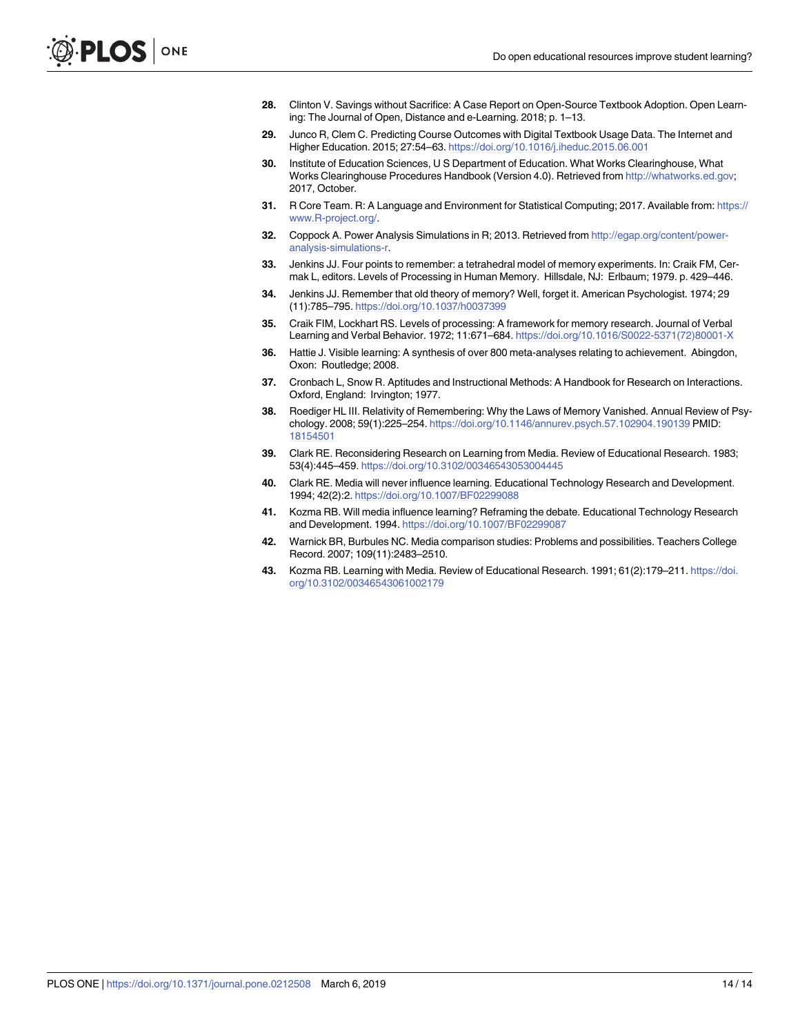28. Clinton V. Savings without Sacrifice: A Case Report on Open-Source Textbook Adoption. Open Learning: The Journal of Open, Distance and e-Learning. 2018; p. 1–13.
29. Junco R, Clem C. Predicting Course Outcomes with Digital Textbook Usage Data. The Internet and Higher Education. 2015; 27:54–63. https://doi.org/10.1016/j.iheduc.2015.06.001
30. Institute of Education Sciences, U S Department of Education. What Works Clearinghouse, What Works Clearinghouse Procedures Handbook (Version 4.0). Retrieved from http://whatworks.ed.gov; 2017, October.
31. R Core Team. R: A Language and Environment for Statistical Computing; 2017. Available from: https://www.R-project.org/.
32. Coppock A. Power Analysis Simulations in R; 2013. Retrieved from http://egap.org/content/power-analysis-simulations-r.
33. Jenkins JJ. Four points to remember: a tetrahedral model of memory experiments. In: Craik FM, Cermak L, editors. Levels of Processing in Human Memory. Hillsdale, NJ: Erlbaum; 1979. p. 429–446.
34. Jenkins JJ. Remember that old theory of memory? Well, forget it. American Psychologist. 1974; 29 (11):785–795. https://doi.org/10.1037/h0037399
35. Craik FIM, Lockhart RS. Levels of processing: A framework for memory research. Journal of Verbal Learning and Verbal Behavior. 1972; 11:671–684. https://doi.org/10.1016/S0022-5371(72)80001-X
36. Hattie J. Visible learning: A synthesis of over 800 meta-analyses relating to achievement. Abingdon, Oxon: Routledge; 2008.
37. Cronbach L, Snow R. Aptitudes and Instructional Methods: A Handbook for Research on Interactions. Oxford, England: Irvington; 1977.
38. Roediger HL III. Relativity of Remembering: Why the Laws of Memory Vanished. Annual Review of Psychology. 2008; 59(1):225–254. https://doi.org/10.1146/annurev.psych.57.102904.190139 PMID: 18154501
39. Clark RE. Reconsidering Research on Learning from Media. Review of Educational Research. 1983; 53(4):445–459. https://doi.org/10.3102/00346543053004445
40. Clark RE. Media will never influence learning. Educational Technology Research and Development. 1994; 42(2):2. https://doi.org/10.1007/BF02299088
41. Kozma RB. Will media influence learning? Reframing the debate. Educational Technology Research and Development. 1994. https://doi.org/10.1007/BF02299087
42. Warnick BR, Burbules NC. Media comparison studies: Problems and possibilities. Teachers College Record. 2007; 109(11):2483–2510.
43. Kozma RB. Learning with Media. Review of Educational Research. 1991; 61(2):179–211. https://doi.org/10.3102/00346543061002179